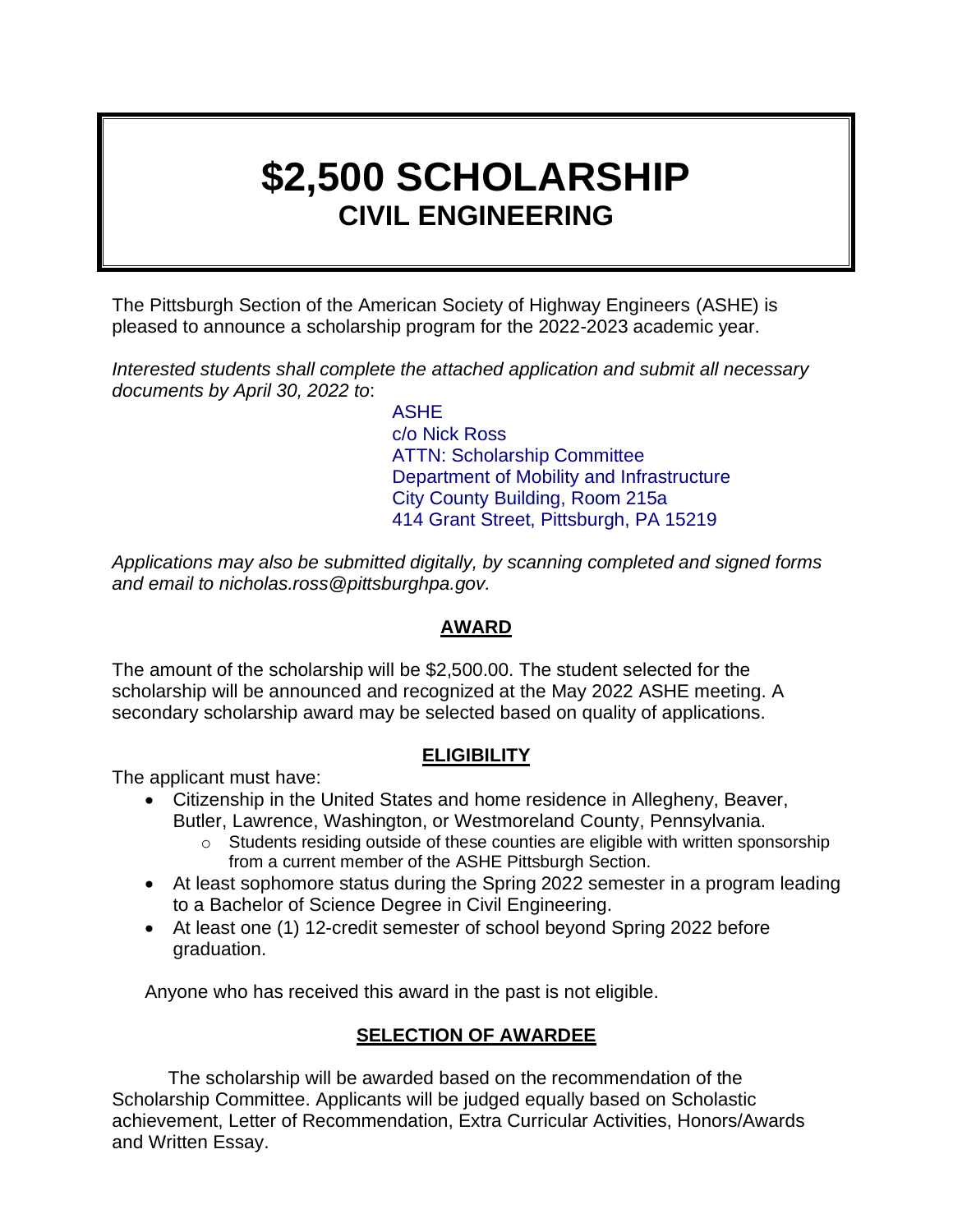# $2,500 SCHOLARSHIP
## CIVIL ENGINEERING

The Pittsburgh Section of the American Society of Highway Engineers (ASHE) is pleased to announce a scholarship program for the 2022-2023 academic year.

*Interested students shall complete the attached application and submit all necessary documents by April 30, 2022 to*:

ASHE
c/o Nick Ross
ATTN: Scholarship Committee
Department of Mobility and Infrastructure
City County Building, Room 215a
414 Grant Street, Pittsburgh, PA 15219

*Applications may also be submitted digitally, by scanning completed and signed forms and email to nicholas.ross@pittsburghpa.gov.*

### AWARD

The amount of the scholarship will be $2,500.00. The student selected for the scholarship will be announced and recognized at the May 2022 ASHE meeting. A secondary scholarship award may be selected based on quality of applications.

### ELIGIBILITY

The applicant must have:

- Citizenship in the United States and home residence in Allegheny, Beaver, Butler, Lawrence, Washington, or Westmoreland County, Pennsylvania.
  - Students residing outside of these counties are eligible with written sponsorship from a current member of the ASHE Pittsburgh Section.
- At least sophomore status during the Spring 2022 semester in a program leading to a Bachelor of Science Degree in Civil Engineering.
- At least one (1) 12-credit semester of school beyond Spring 2022 before graduation.

Anyone who has received this award in the past is not eligible.

### SELECTION OF AWARDEE

The scholarship will be awarded based on the recommendation of the Scholarship Committee. Applicants will be judged equally based on Scholastic achievement, Letter of Recommendation, Extra Curricular Activities, Honors/Awards and Written Essay.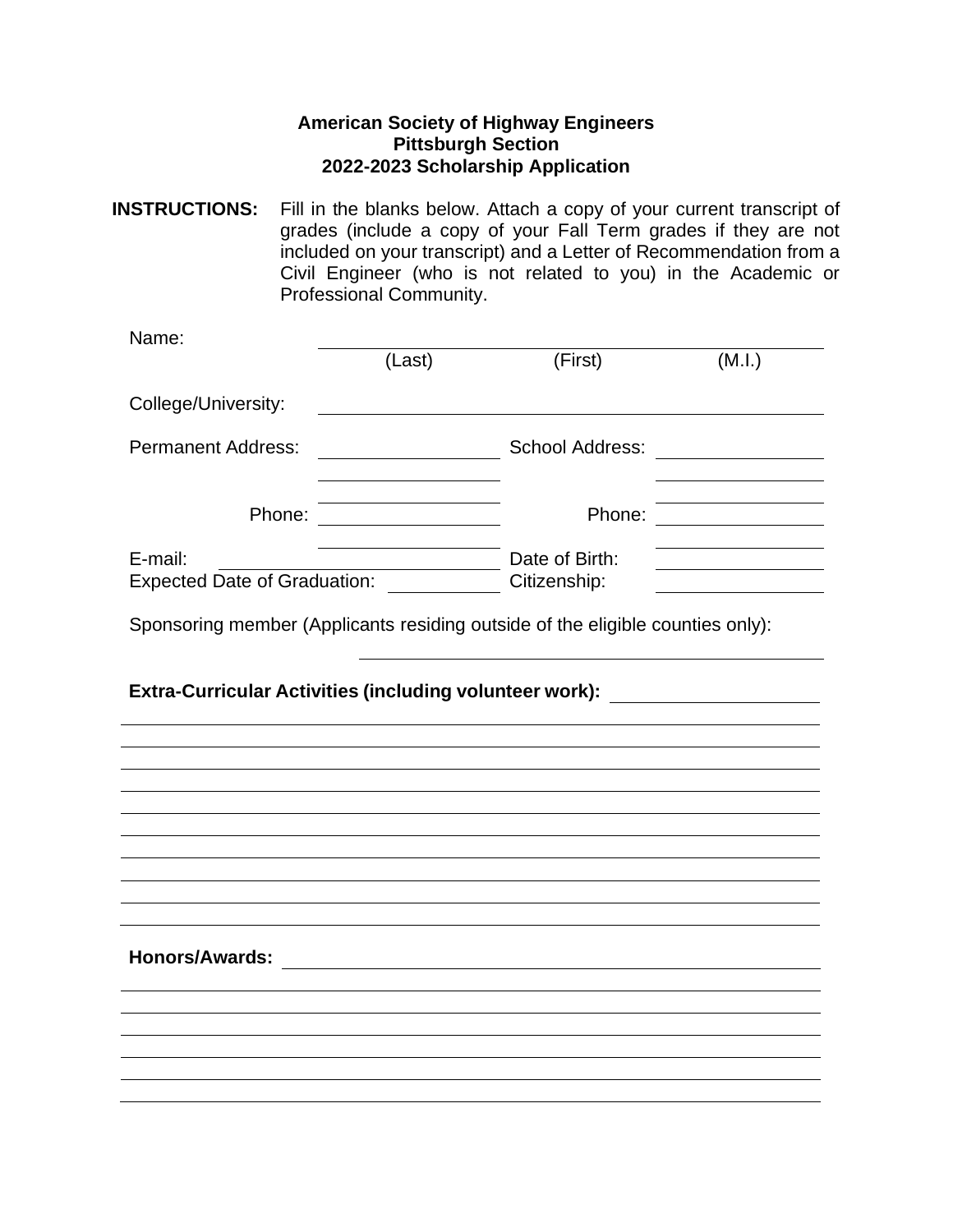**American Society of Highway Engineers**
**Pittsburgh Section**
**2022-2023 Scholarship Application**

**INSTRUCTIONS:** Fill in the blanks below. Attach a copy of your current transcript of grades (include a copy of your Fall Term grades if they are not included on your transcript) and a Letter of Recommendation from a Civil Engineer (who is not related to you) in the Academic or Professional Community.

Name: ______________________________________________
(Last) (First) (M.I.)

College/University: ______________________________________________

Permanent Address: ____________________ School Address: ____________________

____________________ ____________________

____________________ ____________________

Phone: ____________________ Phone: ____________________

____________________ ____________________

E-mail: ____________________ Date of Birth: ____________________

Expected Date of Graduation: ____________ Citizenship: ____________________

Sponsoring member (Applicants residing outside of the eligible counties only):

______________________________________________

**Extra-Curricular Activities (including volunteer work):** ____________________

______________________________________________

______________________________________________

______________________________________________

______________________________________________

______________________________________________

______________________________________________

______________________________________________

______________________________________________

______________________________________________

**Honors/Awards:** ______________________________________________

______________________________________________

______________________________________________

______________________________________________

______________________________________________

______________________________________________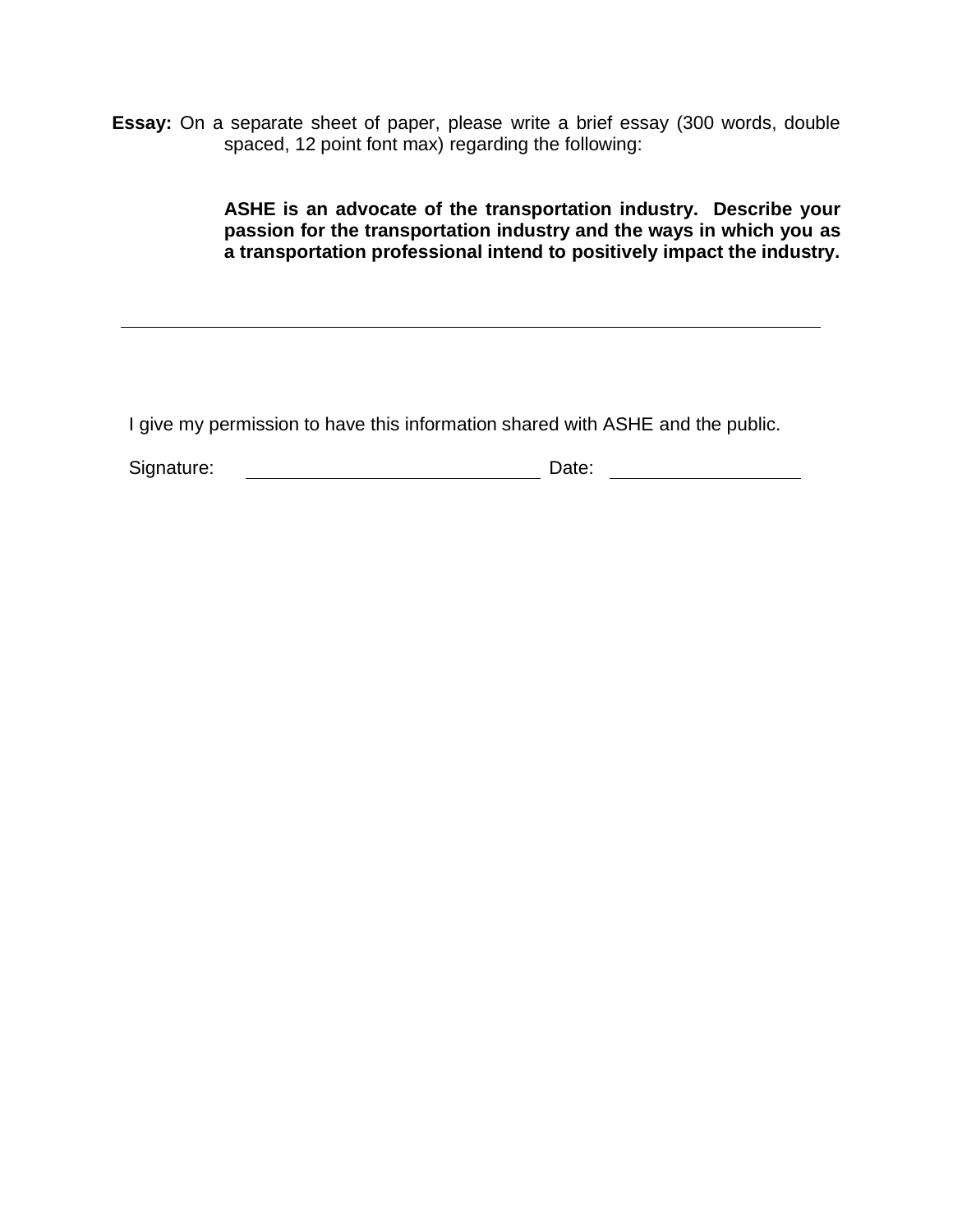**Essay:** On a separate sheet of paper, please write a brief essay (300 words, double spaced, 12 point font max) regarding the following:

> **ASHE is an advocate of the transportation industry. Describe your passion for the transportation industry and the ways in which you as a transportation professional intend to positively impact the industry.**

---

I give my permission to have this information shared with ASHE and the public.

Signature: ______________________________ Date: ____________________